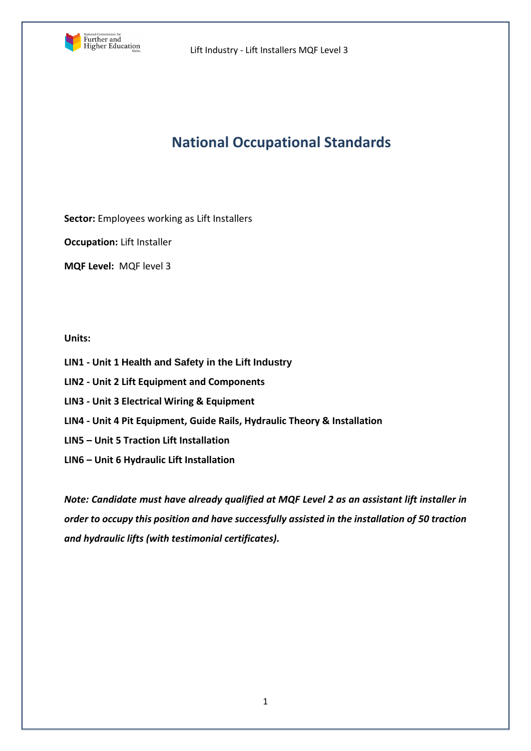# National Occupational Standards

**Sector:** Employees working as Lift Installers

**Occupation:** Lift Installer

**MQF Level:** MQF level 3

**Units:**

**LIN1 - Unit 1 Health and Safety in the Lift Industry**

**LIN2 - Unit 2 Lift Equipment and Components**

**LIN3 - Unit 3 Electrical Wiring & Equipment**

**LIN4 - Unit 4 Pit Equipment, Guide Rails, Hydraulic Theory & Installation**

**LIN5 – Unit 5 Traction Lift Installation**

**LIN6 – Unit 6 Hydraulic Lift Installation**

***Note: Candidate must have already qualified at MQF Level 2 as an assistant lift installer in order to occupy this position and have successfully assisted in the installation of 50 traction and hydraulic lifts (with testimonial certificates).***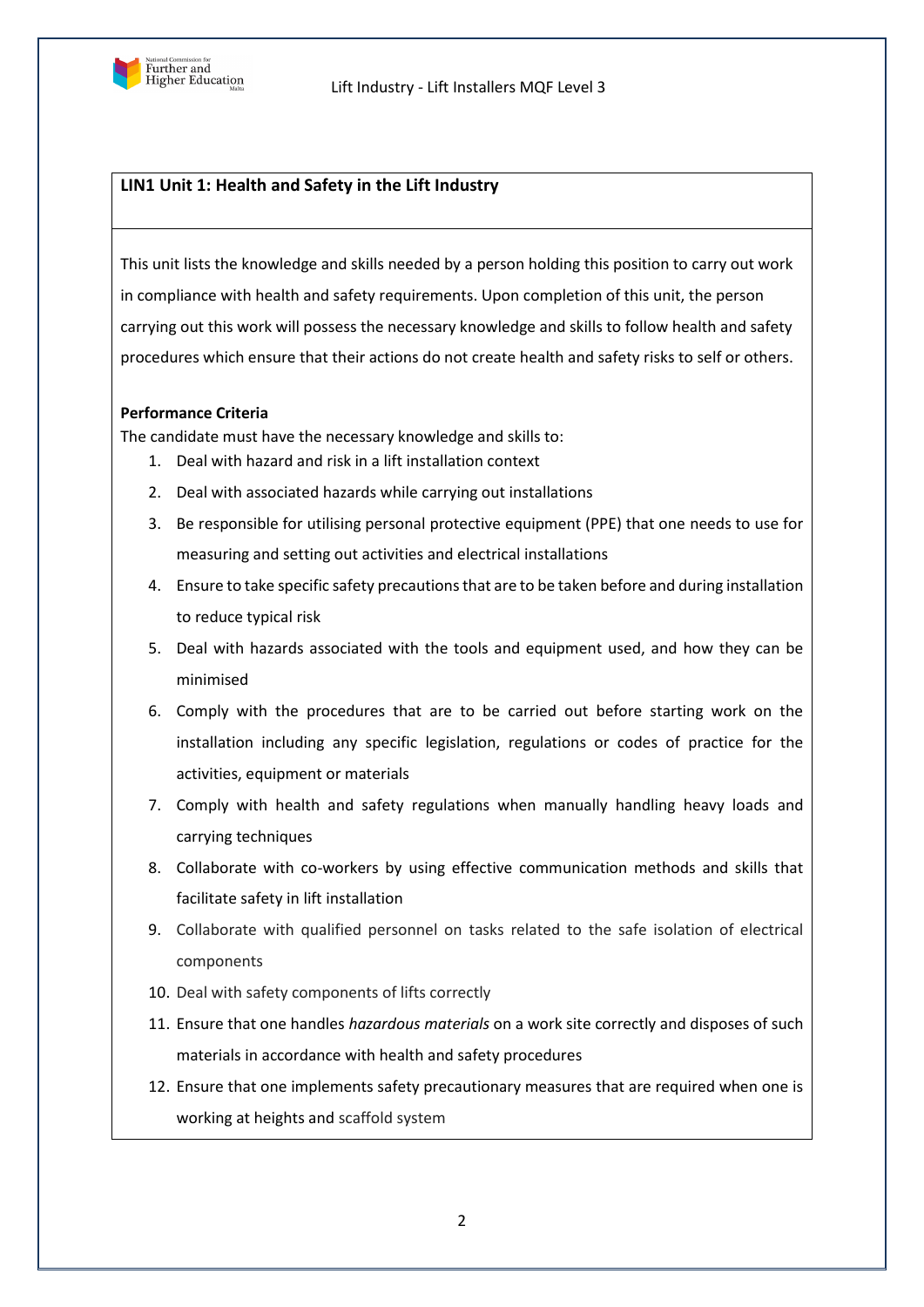## LIN1 Unit 1: Health and Safety in the Lift Industry

This unit lists the knowledge and skills needed by a person holding this position to carry out work in compliance with health and safety requirements. Upon completion of this unit, the person carrying out this work will possess the necessary knowledge and skills to follow health and safety procedures which ensure that their actions do not create health and safety risks to self or others.

**Performance Criteria**

The candidate must have the necessary knowledge and skills to:

1. Deal with hazard and risk in a lift installation context
2. Deal with associated hazards while carrying out installations
3. Be responsible for utilising personal protective equipment (PPE) that one needs to use for measuring and setting out activities and electrical installations
4. Ensure to take specific safety precautions that are to be taken before and during installation to reduce typical risk
5. Deal with hazards associated with the tools and equipment used, and how they can be minimised
6. Comply with the procedures that are to be carried out before starting work on the installation including any specific legislation, regulations or codes of practice for the activities, equipment or materials
7. Comply with health and safety regulations when manually handling heavy loads and carrying techniques
8. Collaborate with co-workers by using effective communication methods and skills that facilitate safety in lift installation
9. Collaborate with qualified personnel on tasks related to the safe isolation of electrical components
10. Deal with safety components of lifts correctly
11. Ensure that one handles *hazardous materials* on a work site correctly and disposes of such materials in accordance with health and safety procedures
12. Ensure that one implements safety precautionary measures that are required when one is working at heights and scaffold system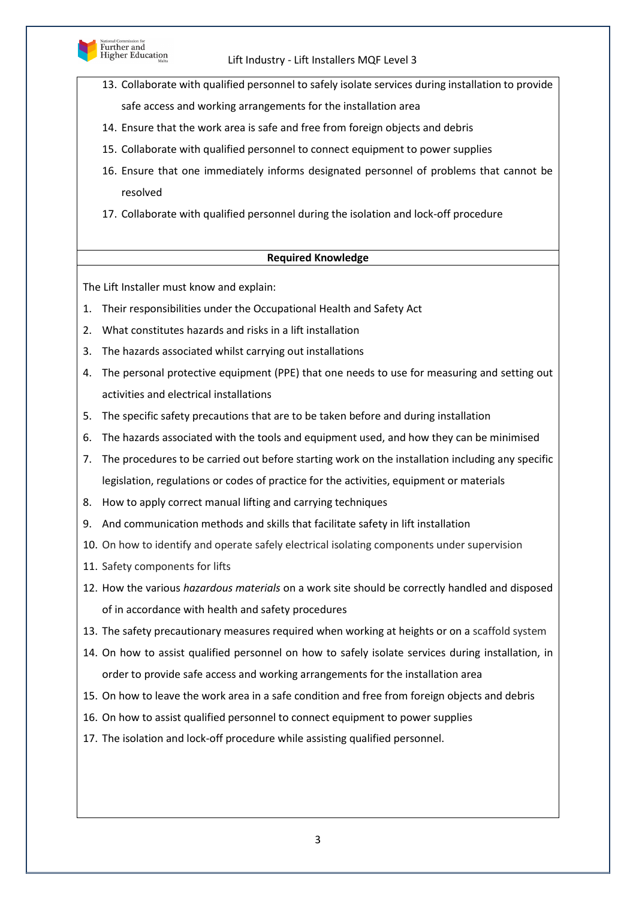13. Collaborate with qualified personnel to safely isolate services during installation to provide safe access and working arrangements for the installation area
14. Ensure that the work area is safe and free from foreign objects and debris
15. Collaborate with qualified personnel to connect equipment to power supplies
16. Ensure that one immediately informs designated personnel of problems that cannot be resolved
17. Collaborate with qualified personnel during the isolation and lock-off procedure

**Required Knowledge**

The Lift Installer must know and explain:

1. Their responsibilities under the Occupational Health and Safety Act
2. What constitutes hazards and risks in a lift installation
3. The hazards associated whilst carrying out installations
4. The personal protective equipment (PPE) that one needs to use for measuring and setting out activities and electrical installations
5. The specific safety precautions that are to be taken before and during installation
6. The hazards associated with the tools and equipment used, and how they can be minimised
7. The procedures to be carried out before starting work on the installation including any specific legislation, regulations or codes of practice for the activities, equipment or materials
8. How to apply correct manual lifting and carrying techniques
9. And communication methods and skills that facilitate safety in lift installation
10. On how to identify and operate safely electrical isolating components under supervision
11. Safety components for lifts
12. How the various *hazardous materials* on a work site should be correctly handled and disposed of in accordance with health and safety procedures
13. The safety precautionary measures required when working at heights or on a scaffold system
14. On how to assist qualified personnel on how to safely isolate services during installation, in order to provide safe access and working arrangements for the installation area
15. On how to leave the work area in a safe condition and free from foreign objects and debris
16. On how to assist qualified personnel to connect equipment to power supplies
17. The isolation and lock-off procedure while assisting qualified personnel.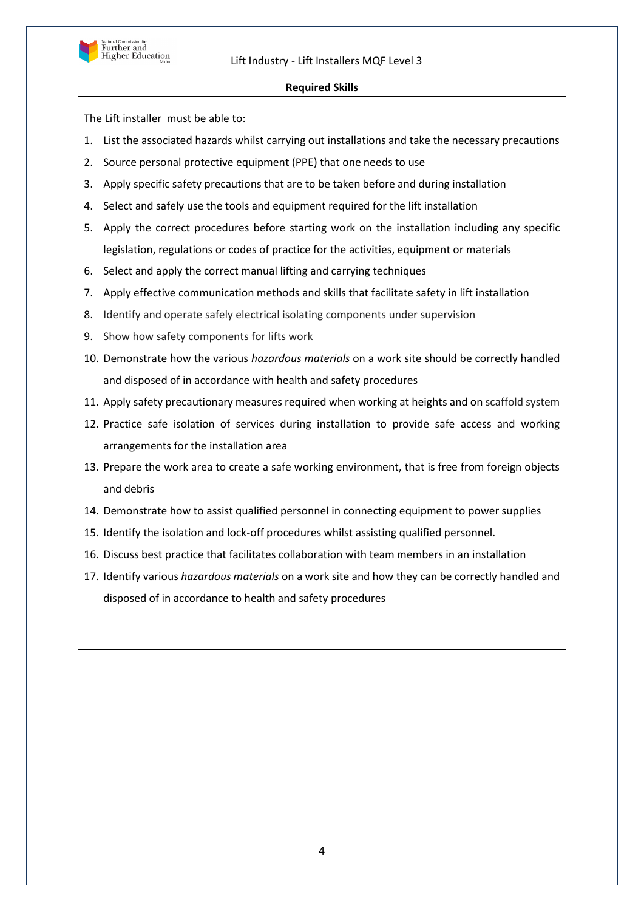## Required Skills

The Lift installer must be able to:

1. List the associated hazards whilst carrying out installations and take the necessary precautions
2. Source personal protective equipment (PPE) that one needs to use
3. Apply specific safety precautions that are to be taken before and during installation
4. Select and safely use the tools and equipment required for the lift installation
5. Apply the correct procedures before starting work on the installation including any specific legislation, regulations or codes of practice for the activities, equipment or materials
6. Select and apply the correct manual lifting and carrying techniques
7. Apply effective communication methods and skills that facilitate safety in lift installation
8. Identify and operate safely electrical isolating components under supervision
9. Show how safety components for lifts work
10. Demonstrate how the various *hazardous materials* on a work site should be correctly handled and disposed of in accordance with health and safety procedures
11. Apply safety precautionary measures required when working at heights and on scaffold system
12. Practice safe isolation of services during installation to provide safe access and working arrangements for the installation area
13. Prepare the work area to create a safe working environment, that is free from foreign objects and debris
14. Demonstrate how to assist qualified personnel in connecting equipment to power supplies
15. Identify the isolation and lock-off procedures whilst assisting qualified personnel.
16. Discuss best practice that facilitates collaboration with team members in an installation
17. Identify various *hazardous materials* on a work site and how they can be correctly handled and disposed of in accordance to health and safety procedures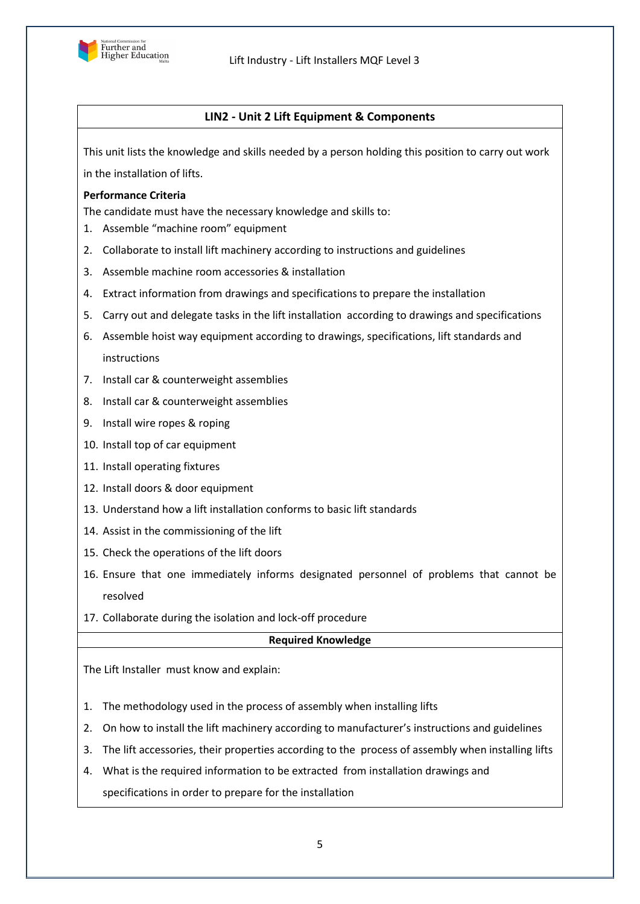## LIN2 - Unit 2 Lift Equipment & Components

This unit lists the knowledge and skills needed by a person holding this position to carry out work in the installation of lifts.

**Performance Criteria**

The candidate must have the necessary knowledge and skills to:

1. Assemble "machine room" equipment
2. Collaborate to install lift machinery according to instructions and guidelines
3. Assemble machine room accessories & installation
4. Extract information from drawings and specifications to prepare the installation
5. Carry out and delegate tasks in the lift installation according to drawings and specifications
6. Assemble hoist way equipment according to drawings, specifications, lift standards and instructions
7. Install car & counterweight assemblies
8. Install car & counterweight assemblies
9. Install wire ropes & roping
10. Install top of car equipment
11. Install operating fixtures
12. Install doors & door equipment
13. Understand how a lift installation conforms to basic lift standards
14. Assist in the commissioning of the lift
15. Check the operations of the lift doors
16. Ensure that one immediately informs designated personnel of problems that cannot be resolved
17. Collaborate during the isolation and lock-off procedure

**Required Knowledge**

The Lift Installer must know and explain:

1. The methodology used in the process of assembly when installing lifts
2. On how to install the lift machinery according to manufacturer's instructions and guidelines
3. The lift accessories, their properties according to the process of assembly when installing lifts
4. What is the required information to be extracted from installation drawings and specifications in order to prepare for the installation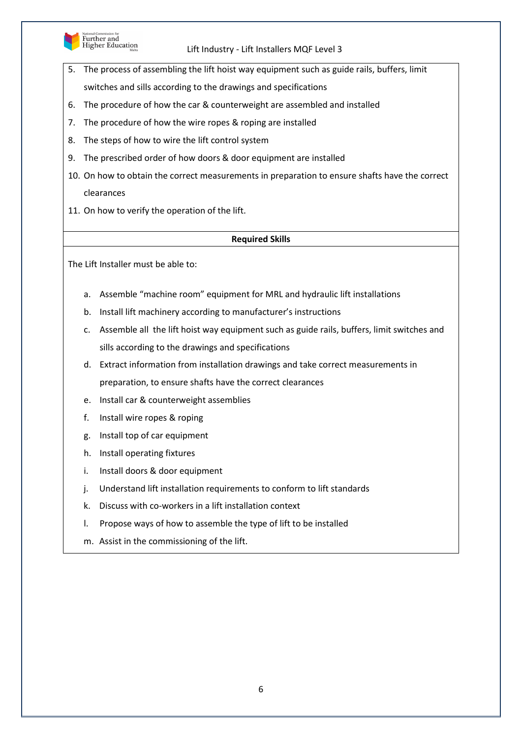5. The process of assembling the lift hoist way equipment such as guide rails, buffers, limit switches and sills according to the drawings and specifications
6. The procedure of how the car & counterweight are assembled and installed
7. The procedure of how the wire ropes & roping are installed
8. The steps of how to wire the lift control system
9. The prescribed order of how doors & door equipment are installed
10. On how to obtain the correct measurements in preparation to ensure shafts have the correct clearances
11. On how to verify the operation of the lift.

**Required Skills**

The Lift Installer must be able to:

a. Assemble "machine room" equipment for MRL and hydraulic lift installations
b. Install lift machinery according to manufacturer's instructions
c. Assemble all the lift hoist way equipment such as guide rails, buffers, limit switches and sills according to the drawings and specifications
d. Extract information from installation drawings and take correct measurements in preparation, to ensure shafts have the correct clearances
e. Install car & counterweight assemblies
f. Install wire ropes & roping
g. Install top of car equipment
h. Install operating fixtures
i. Install doors & door equipment
j. Understand lift installation requirements to conform to lift standards
k. Discuss with co-workers in a lift installation context
l. Propose ways of how to assemble the type of lift to be installed
m. Assist in the commissioning of the lift.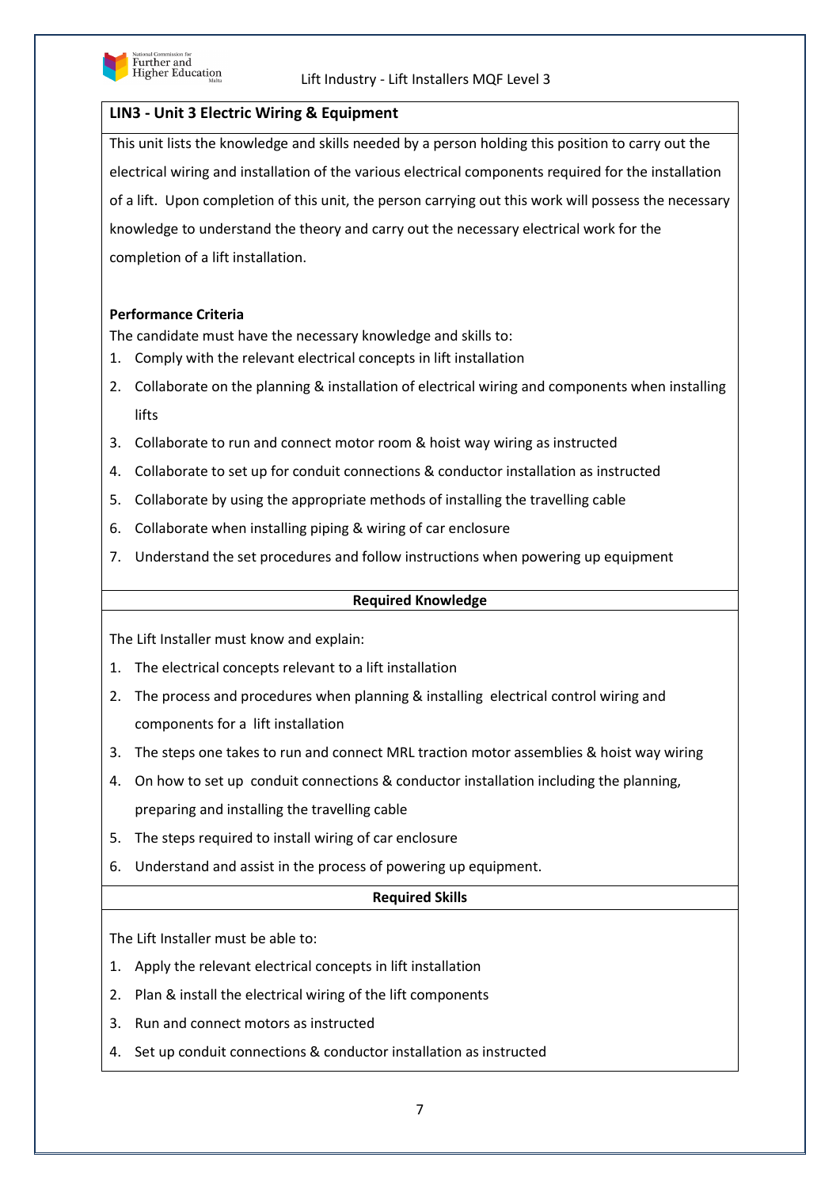## LIN3 - Unit 3 Electric Wiring & Equipment

This unit lists the knowledge and skills needed by a person holding this position to carry out the electrical wiring and installation of the various electrical components required for the installation of a lift. Upon completion of this unit, the person carrying out this work will possess the necessary knowledge to understand the theory and carry out the necessary electrical work for the completion of a lift installation.

**Performance Criteria**

The candidate must have the necessary knowledge and skills to:

1. Comply with the relevant electrical concepts in lift installation
2. Collaborate on the planning & installation of electrical wiring and components when installing lifts
3. Collaborate to run and connect motor room & hoist way wiring as instructed
4. Collaborate to set up for conduit connections & conductor installation as instructed
5. Collaborate by using the appropriate methods of installing the travelling cable
6. Collaborate when installing piping & wiring of car enclosure
7. Understand the set procedures and follow instructions when powering up equipment

**Required Knowledge**

The Lift Installer must know and explain:

1. The electrical concepts relevant to a lift installation
2. The process and procedures when planning & installing electrical control wiring and components for a lift installation
3. The steps one takes to run and connect MRL traction motor assemblies & hoist way wiring
4. On how to set up conduit connections & conductor installation including the planning, preparing and installing the travelling cable
5. The steps required to install wiring of car enclosure
6. Understand and assist in the process of powering up equipment.

**Required Skills**

The Lift Installer must be able to:

1. Apply the relevant electrical concepts in lift installation
2. Plan & install the electrical wiring of the lift components
3. Run and connect motors as instructed
4. Set up conduit connections & conductor installation as instructed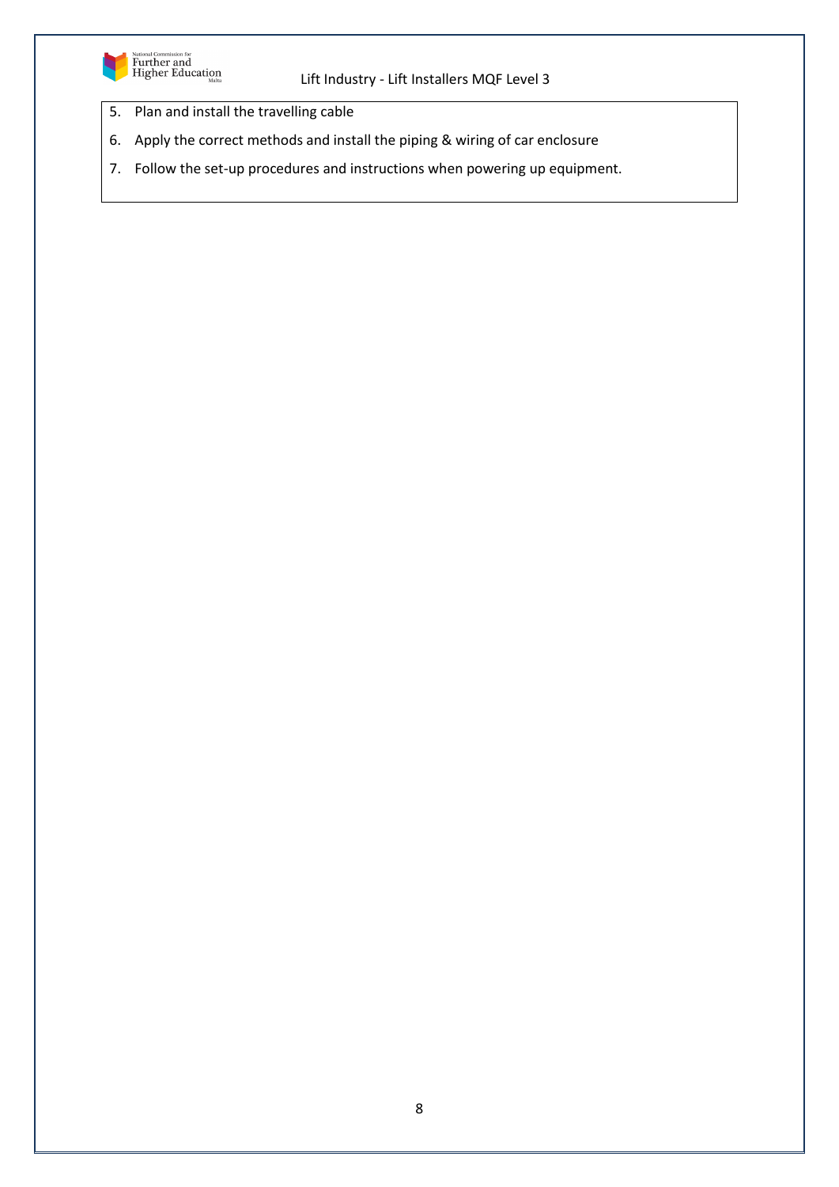5. Plan and install the travelling cable
6. Apply the correct methods and install the piping & wiring of car enclosure
7. Follow the set-up procedures and instructions when powering up equipment.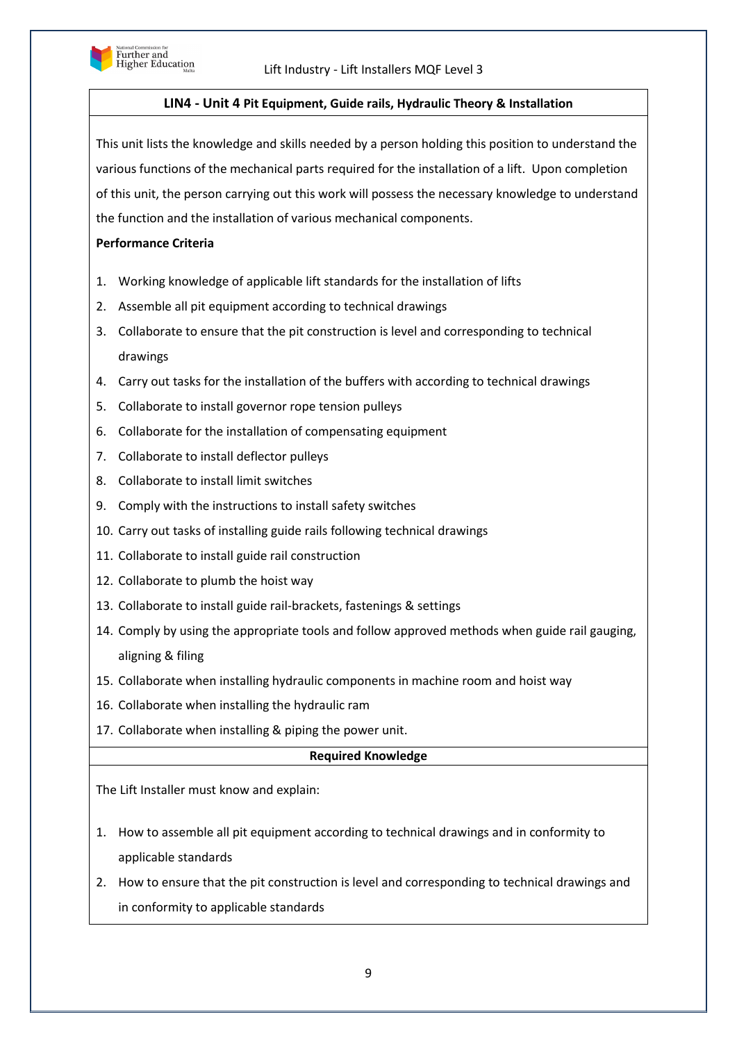### LIN4 - Unit 4 Pit Equipment, Guide rails, Hydraulic Theory & Installation

This unit lists the knowledge and skills needed by a person holding this position to understand the various functions of the mechanical parts required for the installation of a lift. Upon completion of this unit, the person carrying out this work will possess the necessary knowledge to understand the function and the installation of various mechanical components.

**Performance Criteria**

1. Working knowledge of applicable lift standards for the installation of lifts
2. Assemble all pit equipment according to technical drawings
3. Collaborate to ensure that the pit construction is level and corresponding to technical drawings
4. Carry out tasks for the installation of the buffers with according to technical drawings
5. Collaborate to install governor rope tension pulleys
6. Collaborate for the installation of compensating equipment
7. Collaborate to install deflector pulleys
8. Collaborate to install limit switches
9. Comply with the instructions to install safety switches
10. Carry out tasks of installing guide rails following technical drawings
11. Collaborate to install guide rail construction
12. Collaborate to plumb the hoist way
13. Collaborate to install guide rail-brackets, fastenings & settings
14. Comply by using the appropriate tools and follow approved methods when guide rail gauging, aligning & filing
15. Collaborate when installing hydraulic components in machine room and hoist way
16. Collaborate when installing the hydraulic ram
17. Collaborate when installing & piping the power unit.

**Required Knowledge**

The Lift Installer must know and explain:

1. How to assemble all pit equipment according to technical drawings and in conformity to applicable standards
2. How to ensure that the pit construction is level and corresponding to technical drawings and in conformity to applicable standards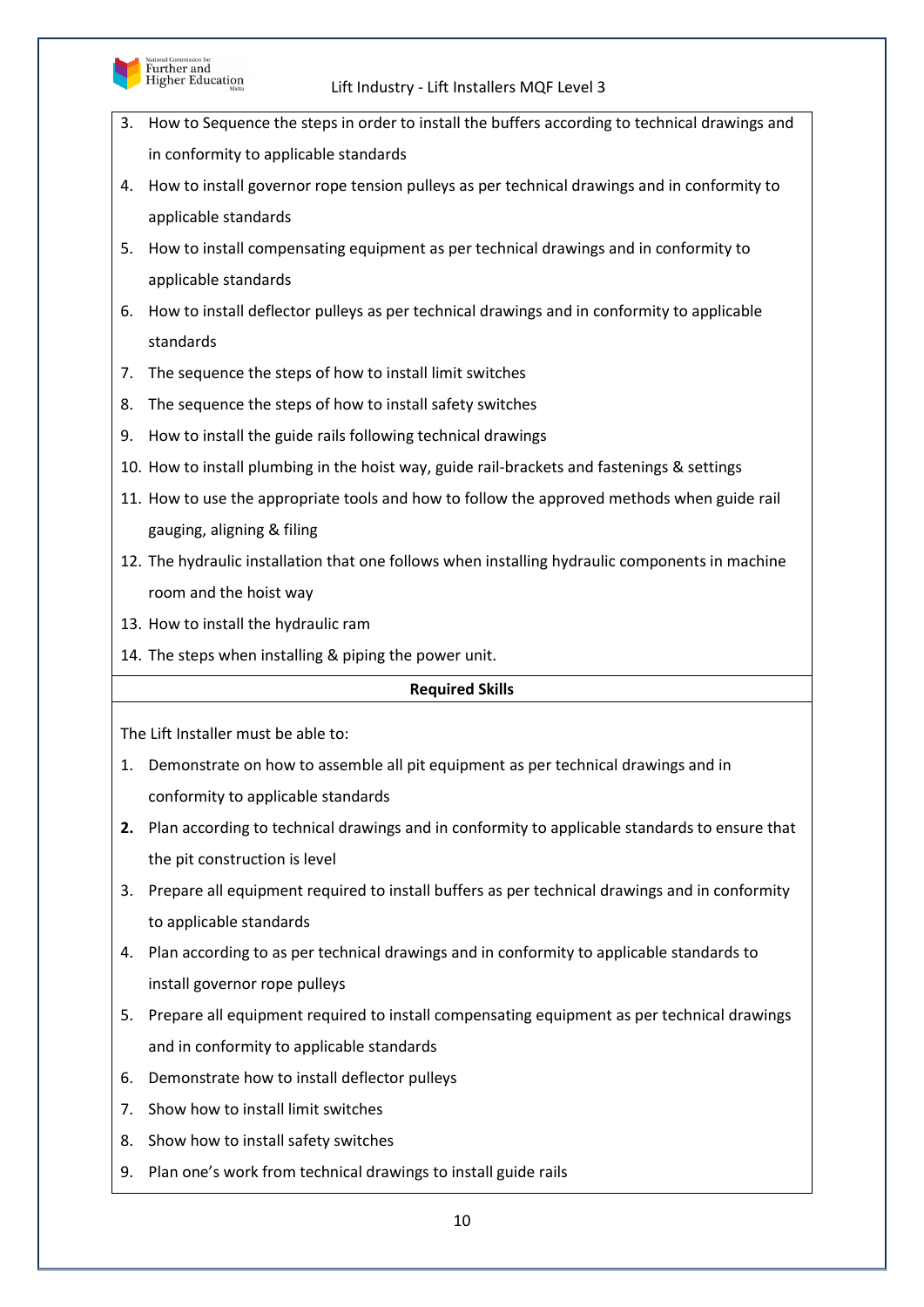3. How to Sequence the steps in order to install the buffers according to technical drawings and in conformity to applicable standards
4. How to install governor rope tension pulleys as per technical drawings and in conformity to applicable standards
5. How to install compensating equipment as per technical drawings and in conformity to applicable standards
6. How to install deflector pulleys as per technical drawings and in conformity to applicable standards
7. The sequence the steps of how to install limit switches
8. The sequence the steps of how to install safety switches
9. How to install the guide rails following technical drawings
10. How to install plumbing in the hoist way, guide rail-brackets and fastenings & settings
11. How to use the appropriate tools and how to follow the approved methods when guide rail gauging, aligning & filing
12. The hydraulic installation that one follows when installing hydraulic components in machine room and the hoist way
13. How to install the hydraulic ram
14. The steps when installing & piping the power unit.

**Required Skills**

The Lift Installer must be able to:

1. Demonstrate on how to assemble all pit equipment as per technical drawings and in conformity to applicable standards
2. Plan according to technical drawings and in conformity to applicable standards to ensure that the pit construction is level
3. Prepare all equipment required to install buffers as per technical drawings and in conformity to applicable standards
4. Plan according to as per technical drawings and in conformity to applicable standards to install governor rope pulleys
5. Prepare all equipment required to install compensating equipment as per technical drawings and in conformity to applicable standards
6. Demonstrate how to install deflector pulleys
7. Show how to install limit switches
8. Show how to install safety switches
9. Plan one's work from technical drawings to install guide rails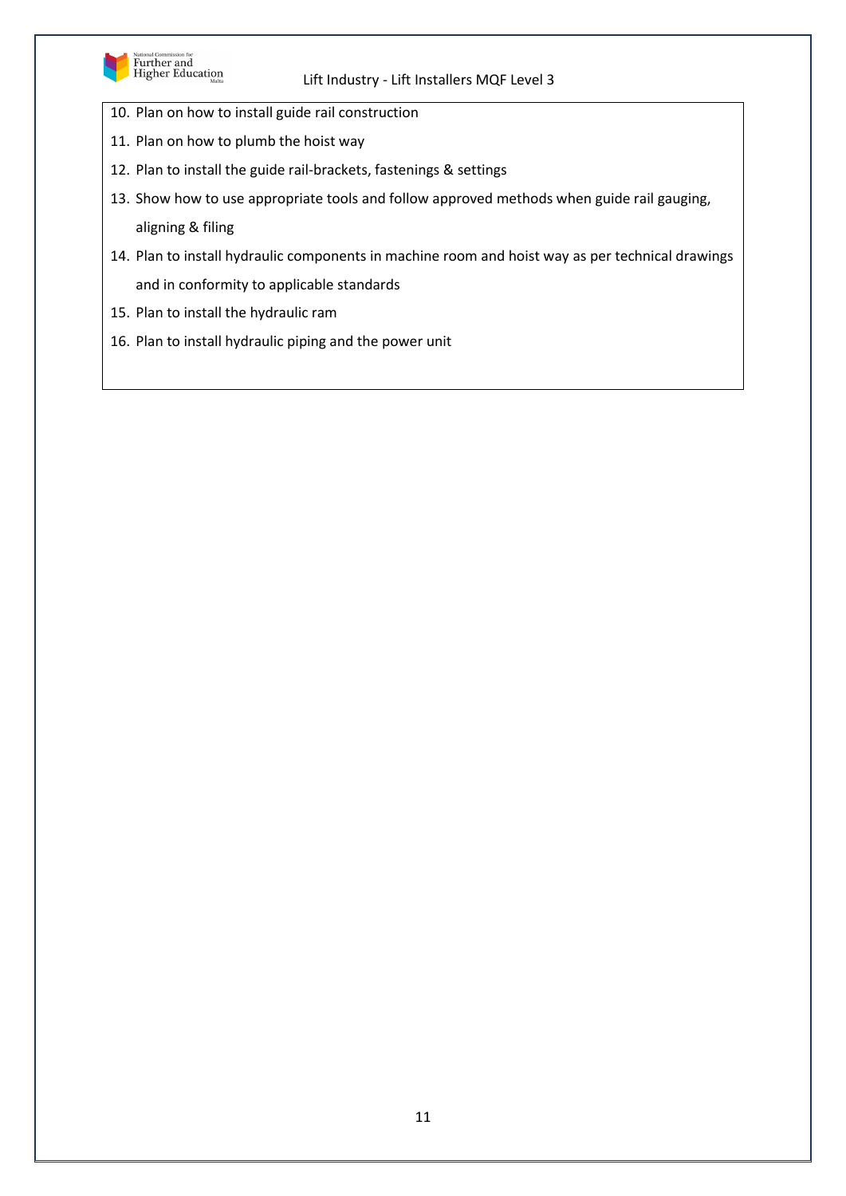10. Plan on how to install guide rail construction
11. Plan on how to plumb the hoist way
12. Plan to install the guide rail-brackets, fastenings & settings
13. Show how to use appropriate tools and follow approved methods when guide rail gauging, aligning & filing
14. Plan to install hydraulic components in machine room and hoist way as per technical drawings and in conformity to applicable standards
15. Plan to install the hydraulic ram
16. Plan to install hydraulic piping and the power unit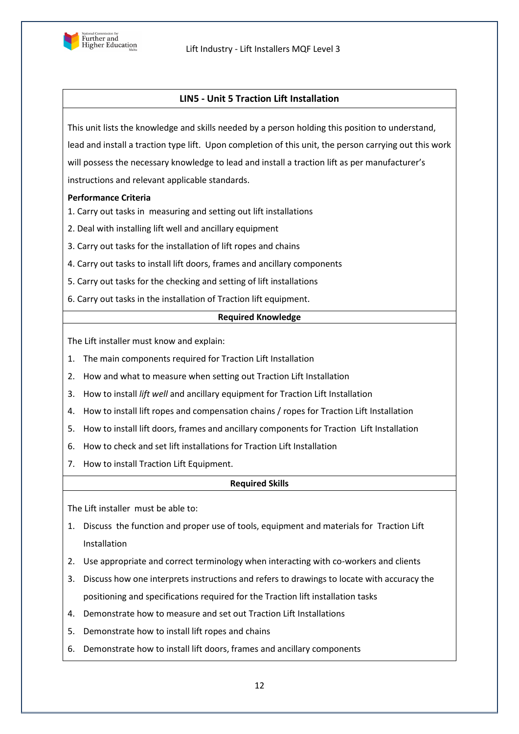## LIN5 - Unit 5 Traction Lift Installation

This unit lists the knowledge and skills needed by a person holding this position to understand, lead and install a traction type lift. Upon completion of this unit, the person carrying out this work will possess the necessary knowledge to lead and install a traction lift as per manufacturer's instructions and relevant applicable standards.

**Performance Criteria**

1. Carry out tasks in measuring and setting out lift installations
2. Deal with installing lift well and ancillary equipment
3. Carry out tasks for the installation of lift ropes and chains
4. Carry out tasks to install lift doors, frames and ancillary components
5. Carry out tasks for the checking and setting of lift installations
6. Carry out tasks in the installation of Traction lift equipment.

### Required Knowledge

The Lift installer must know and explain:

1. The main components required for Traction Lift Installation
2. How and what to measure when setting out Traction Lift Installation
3. How to install *lift well* and ancillary equipment for Traction Lift Installation
4. How to install lift ropes and compensation chains / ropes for Traction Lift Installation
5. How to install lift doors, frames and ancillary components for Traction Lift Installation
6. How to check and set lift installations for Traction Lift Installation
7. How to install Traction Lift Equipment.

### Required Skills

The Lift installer must be able to:

1. Discuss the function and proper use of tools, equipment and materials for Traction Lift Installation
2. Use appropriate and correct terminology when interacting with co-workers and clients
3. Discuss how one interprets instructions and refers to drawings to locate with accuracy the positioning and specifications required for the Traction lift installation tasks
4. Demonstrate how to measure and set out Traction Lift Installations
5. Demonstrate how to install lift ropes and chains
6. Demonstrate how to install lift doors, frames and ancillary components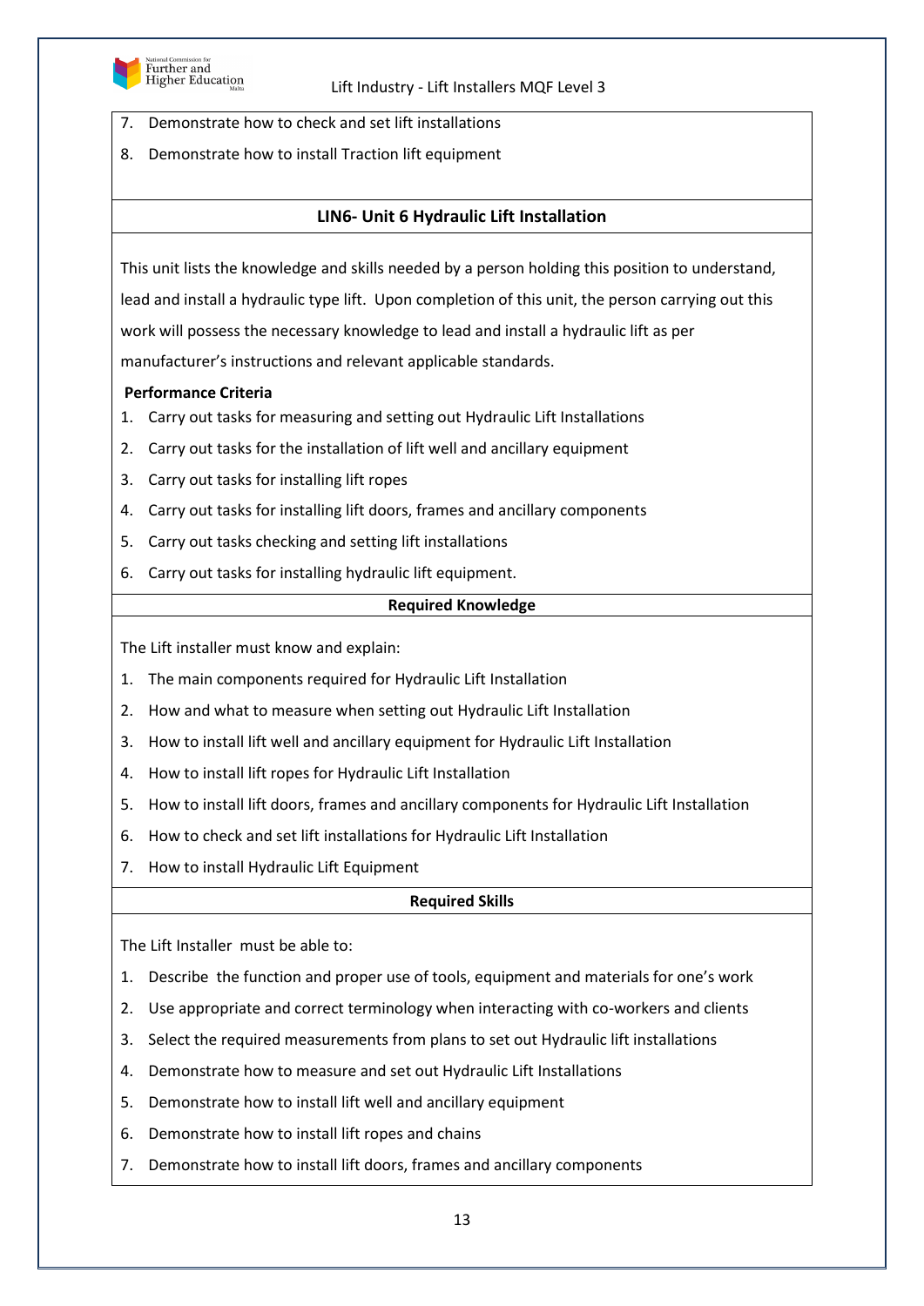7. Demonstrate how to check and set lift installations
8. Demonstrate how to install Traction lift equipment

## LIN6- Unit 6 Hydraulic Lift Installation

This unit lists the knowledge and skills needed by a person holding this position to understand, lead and install a hydraulic type lift. Upon completion of this unit, the person carrying out this work will possess the necessary knowledge to lead and install a hydraulic lift as per manufacturer's instructions and relevant applicable standards.

**Performance Criteria**

1. Carry out tasks for measuring and setting out Hydraulic Lift Installations
2. Carry out tasks for the installation of lift well and ancillary equipment
3. Carry out tasks for installing lift ropes
4. Carry out tasks for installing lift doors, frames and ancillary components
5. Carry out tasks checking and setting lift installations
6. Carry out tasks for installing hydraulic lift equipment.

**Required Knowledge**

The Lift installer must know and explain:

1. The main components required for Hydraulic Lift Installation
2. How and what to measure when setting out Hydraulic Lift Installation
3. How to install lift well and ancillary equipment for Hydraulic Lift Installation
4. How to install lift ropes for Hydraulic Lift Installation
5. How to install lift doors, frames and ancillary components for Hydraulic Lift Installation
6. How to check and set lift installations for Hydraulic Lift Installation
7. How to install Hydraulic Lift Equipment

**Required Skills**

The Lift Installer must be able to:

1. Describe the function and proper use of tools, equipment and materials for one's work
2. Use appropriate and correct terminology when interacting with co-workers and clients
3. Select the required measurements from plans to set out Hydraulic lift installations
4. Demonstrate how to measure and set out Hydraulic Lift Installations
5. Demonstrate how to install lift well and ancillary equipment
6. Demonstrate how to install lift ropes and chains
7. Demonstrate how to install lift doors, frames and ancillary components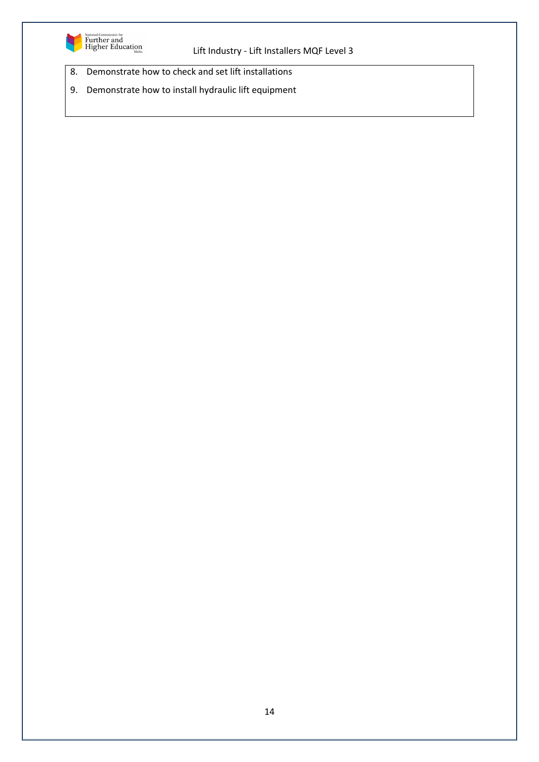8. Demonstrate how to check and set lift installations
9. Demonstrate how to install hydraulic lift equipment